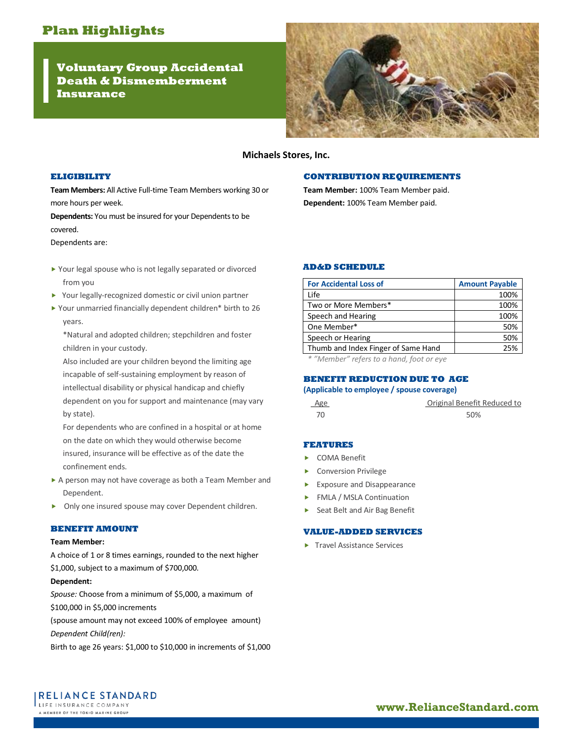# Plan Highlights

## Voluntary Group Accidental Death & Dismemberment Insurance

**Michaels Stores, Inc.**

### ELIGIBILITY

**Team Members:** All Active Full-time Team Members working 30 or more hours per week.

**Dependents:** You must be insured for your Dependents to be covered.

Dependents are:

- Your legal spouse who is not legally separated or divorced from you
- Your legally-recognized domestic or civil union partner
- Your unmarried financially dependent children* birth to 26 years.

  *Natural and adopted children; stepchildren and foster children in your custody.

  Also included are your children beyond the limiting age incapable of self-sustaining employment by reason of intellectual disability or physical handicap and chiefly dependent on you for support and maintenance (may vary by state).

  For dependents who are confined in a hospital or at home on the date on which they would otherwise become insured, insurance will be effective as of the date the confinement ends.
- A person may not have coverage as both a Team Member and Dependent.
- Only one insured spouse may cover Dependent children.

### BENEFIT AMOUNT

**Team Member:**

A choice of 1 or 8 times earnings, rounded to the next higher $1,000, subject to a maximum of $700,000.

**Dependent:**

*Spouse:* Choose from a minimum of $5,000, a maximum of $100,000 in $5,000 increments

(spouse amount may not exceed 100% of employee amount)

*Dependent Child(ren):*

Birth to age 26 years: $1,000 to $10,000 in increments of $1,000

### CONTRIBUTION REQUIREMENTS

**Team Member:** 100% Team Member paid.

**Dependent:** 100% Team Member paid.

### AD&D SCHEDULE

| For Accidental Loss of | Amount Payable |
|---|---|
| Life | 100% |
| Two or More Members* | 100% |
| Speech and Hearing | 100% |
| One Member* | 50% |
| Speech or Hearing | 50% |
| Thumb and Index Finger of Same Hand | 25% |

*\* "Member" refers to a hand, foot or eye*

### BENEFIT REDUCTION DUE TO AGE

**(Applicable to employee / spouse coverage)**

| Age | Original Benefit Reduced to |
|---|---|
| 70 | 50% |

### FEATURES

- COMA Benefit
- Conversion Privilege
- Exposure and Disappearance
- FMLA / MSLA Continuation
- Seat Belt and Air Bag Benefit

### VALUE-ADDED SERVICES

- Travel Assistance Services

RELIANCE STANDARD LIFE INSURANCE COMPANY
A MEMBER OF THE TOKIO MARINE GROUP

www.RelianceStandard.com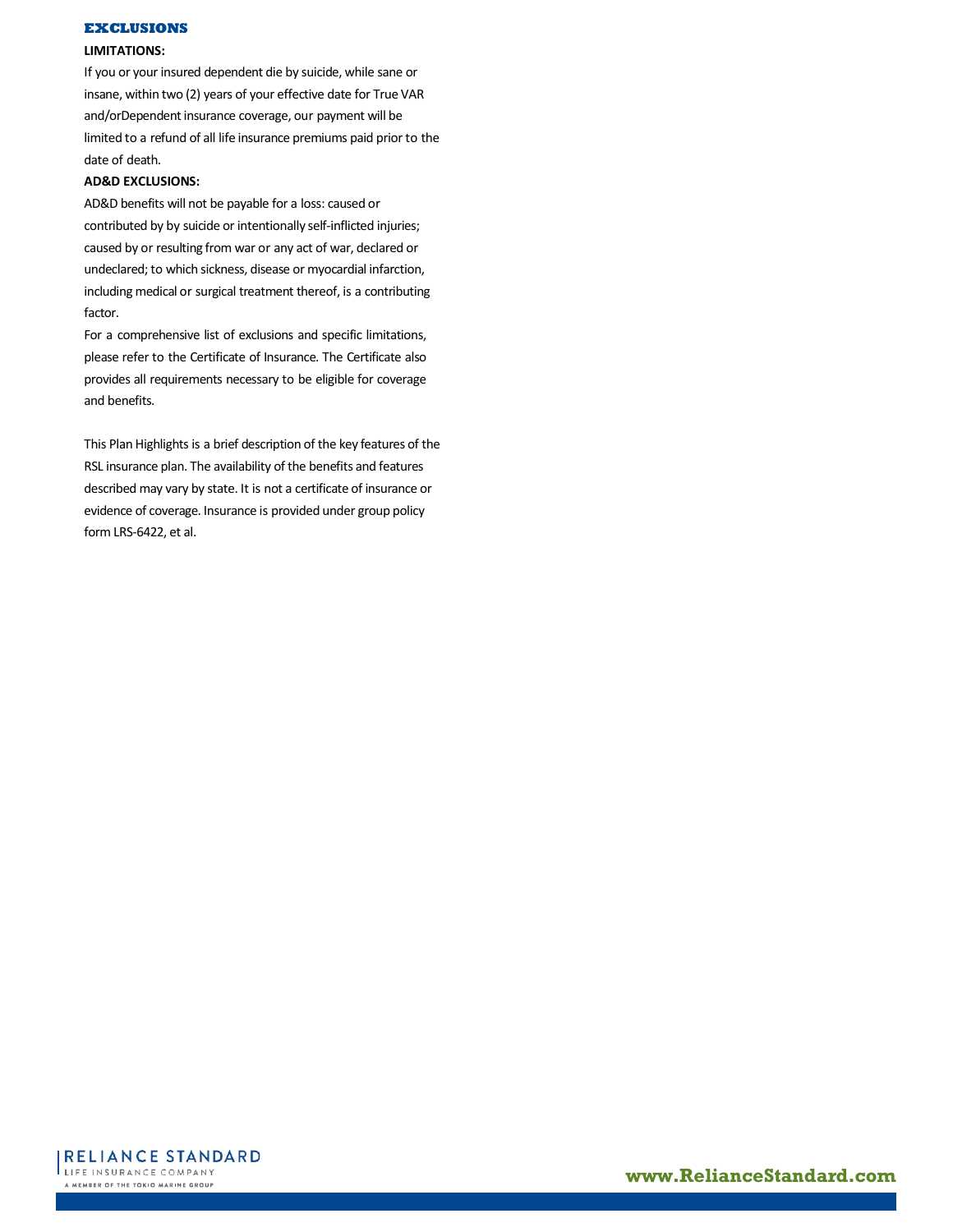## EXCLUSIONS

**LIMITATIONS:**

If you or your insured dependent die by suicide, while sane or insane, within two (2) years of your effective date for True VAR and/orDependent insurance coverage, our payment will be limited to a refund of all life insurance premiums paid prior to the date of death.

**AD&D EXCLUSIONS:**

AD&D benefits will not be payable for a loss: caused or contributed by by suicide or intentionally self-inflicted injuries; caused by or resulting from war or any act of war, declared or undeclared; to which sickness, disease or myocardial infarction, including medical or surgical treatment thereof, is a contributing factor.

For a comprehensive list of exclusions and specific limitations, please refer to the Certificate of Insurance. The Certificate also provides all requirements necessary to be eligible for coverage and benefits.

This Plan Highlights is a brief description of the key features of the RSL insurance plan. The availability of the benefits and features described may vary by state. It is not a certificate of insurance or evidence of coverage. Insurance is provided under group policy form LRS-6422, et al.

RELIANCE STANDARD
LIFE INSURANCE COMPANY
A MEMBER OF THE TOKIO MARINE GROUP

www.RelianceStandard.com